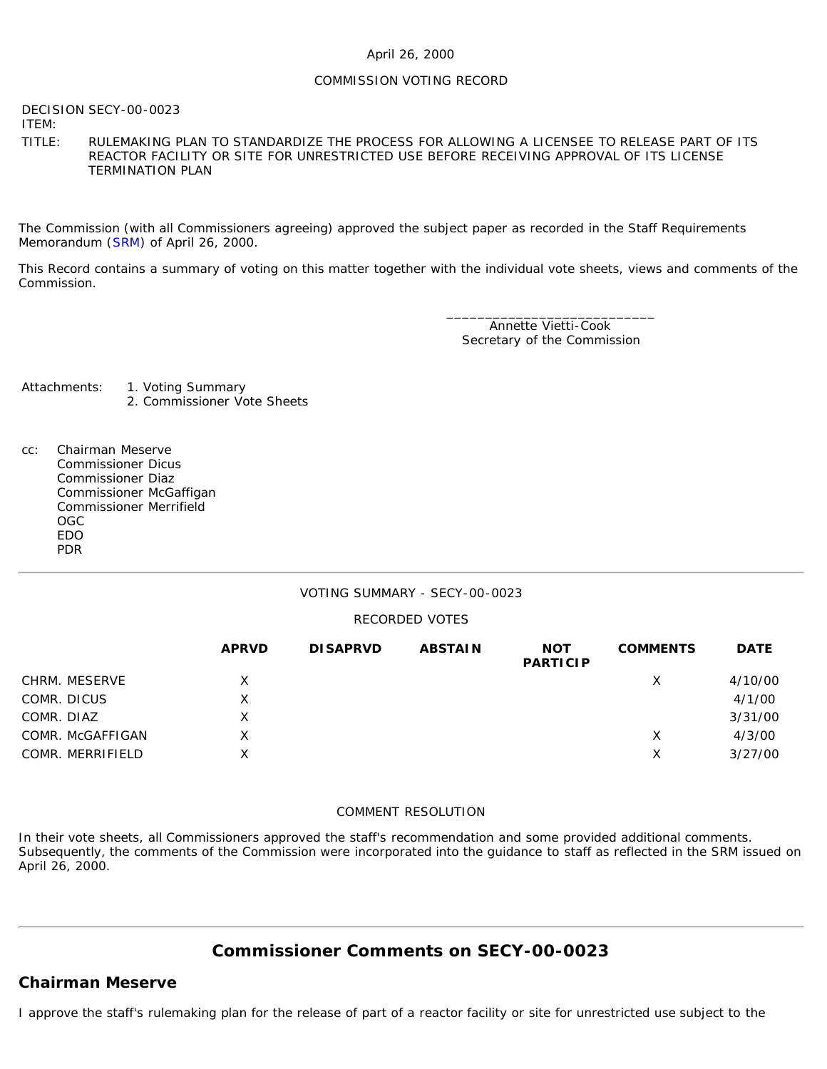April 26, 2000

COMMISSION VOTING RECORD

DECISION ITEM: SECY-00-0023

TITLE: RULEMAKING PLAN TO STANDARDIZE THE PROCESS FOR ALLOWING A LICENSEE TO RELEASE PART OF ITS REACTOR FACILITY OR SITE FOR UNRESTRICTED USE BEFORE RECEIVING APPROVAL OF ITS LICENSE TERMINATION PLAN

The Commission (with all Commissioners agreeing) approved the subject paper as recorded in the Staff Requirements Memorandum (SRM) of April 26, 2000.

This Record contains a summary of voting on this matter together with the individual vote sheets, views and comments of the Commission.

_____________________________
Annette Vietti-Cook
Secretary of the Commission

Attachments:
1. Voting Summary
2. Commissioner Vote Sheets

cc:
Chairman Meserve
Commissioner Dicus
Commissioner Diaz
Commissioner McGaffigan
Commissioner Merrifield
OGC
EDO
PDR

---

VOTING SUMMARY - SECY-00-0023

RECORDED VOTES

| | APRVD | DISAPRVD | ABSTAIN | NOT PARTICIP | COMMENTS | DATE |
|---|---|---|---|---|---|---|
| CHRM. MESERVE | X | | | | X | 4/10/00 |
| COMR. DICUS | X | | | | | 4/1/00 |
| COMR. DIAZ | X | | | | | 3/31/00 |
| COMR. McGAFFIGAN | X | | | | X | 4/3/00 |
| COMR. MERRIFIELD | X | | | | X | 3/27/00 |

COMMENT RESOLUTION

In their vote sheets, all Commissioners approved the staff's recommendation and some provided additional comments. Subsequently, the comments of the Commission were incorporated into the guidance to staff as reflected in the SRM issued on April 26, 2000.

---

## Commissioner Comments on SECY-00-0023

### Chairman Meserve

I approve the staff's rulemaking plan for the release of part of a reactor facility or site for unrestricted use subject to the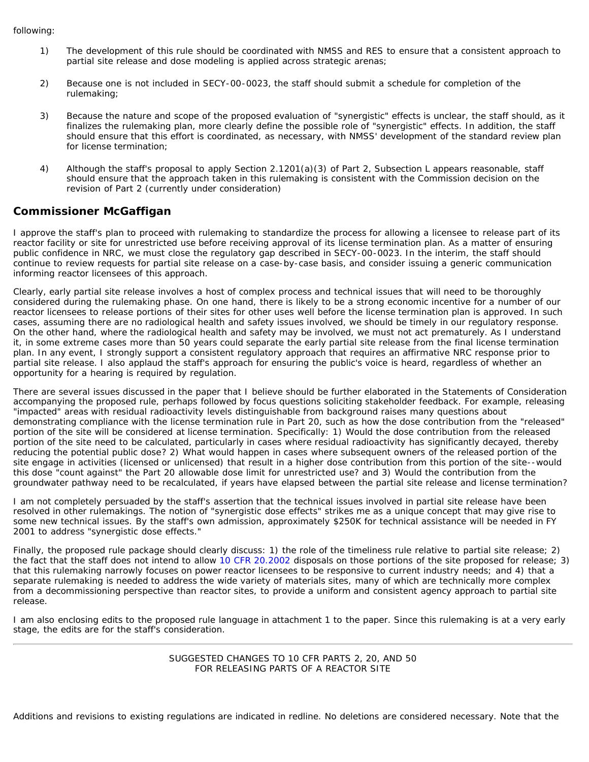following:

1) The development of this rule should be coordinated with NMSS and RES to ensure that a consistent approach to partial site release and dose modeling is applied across strategic arenas;

2) Because one is not included in SECY-00-0023, the staff should submit a schedule for completion of the rulemaking;

3) Because the nature and scope of the proposed evaluation of "synergistic" effects is unclear, the staff should, as it finalizes the rulemaking plan, more clearly define the possible role of "synergistic" effects. In addition, the staff should ensure that this effort is coordinated, as necessary, with NMSS' development of the standard review plan for license termination;

4) Although the staff's proposal to apply Section 2.1201(a)(3) of Part 2, Subsection L appears reasonable, staff should ensure that the approach taken in this rulemaking is consistent with the Commission decision on the revision of Part 2 (currently under consideration)

## Commissioner McGaffigan

I approve the staff's plan to proceed with rulemaking to standardize the process for allowing a licensee to release part of its reactor facility or site for unrestricted use before receiving approval of its license termination plan. As a matter of ensuring public confidence in NRC, we must close the regulatory gap described in SECY-00-0023. In the interim, the staff should continue to review requests for partial site release on a case-by-case basis, and consider issuing a generic communication informing reactor licensees of this approach.

Clearly, early partial site release involves a host of complex process and technical issues that will need to be thoroughly considered during the rulemaking phase. On one hand, there is likely to be a strong economic incentive for a number of our reactor licensees to release portions of their sites for other uses well before the license termination plan is approved. In such cases, assuming there are no radiological health and safety issues involved, we should be timely in our regulatory response. On the other hand, where the radiological health and safety may be involved, we must not act prematurely. As I understand it, in some extreme cases more than 50 years could separate the early partial site release from the final license termination plan. In any event, I strongly support a consistent regulatory approach that requires an affirmative NRC response prior to partial site release. I also applaud the staff's approach for ensuring the public's voice is heard, regardless of whether an opportunity for a hearing is required by regulation.

There are several issues discussed in the paper that I believe should be further elaborated in the Statements of Consideration accompanying the proposed rule, perhaps followed by focus questions soliciting stakeholder feedback. For example, releasing "impacted" areas with residual radioactivity levels distinguishable from background raises many questions about demonstrating compliance with the license termination rule in Part 20, such as how the dose contribution from the "released" portion of the site will be considered at license termination. Specifically: 1) Would the dose contribution from the released portion of the site need to be calculated, particularly in cases where residual radioactivity has significantly decayed, thereby reducing the potential public dose? 2) What would happen in cases where subsequent owners of the released portion of the site engage in activities (licensed or unlicensed) that result in a higher dose contribution from this portion of the site--would this dose "count against" the Part 20 allowable dose limit for unrestricted use? and 3) Would the contribution from the groundwater pathway need to be recalculated, if years have elapsed between the partial site release and license termination?

I am not completely persuaded by the staff's assertion that the technical issues involved in partial site release have been resolved in other rulemakings. The notion of "synergistic dose effects" strikes me as a unique concept that may give rise to some new technical issues. By the staff's own admission, approximately $250K for technical assistance will be needed in FY 2001 to address "synergistic dose effects."

Finally, the proposed rule package should clearly discuss: 1) the role of the timeliness rule relative to partial site release; 2) the fact that the staff does not intend to allow 10 CFR 20.2002 disposals on those portions of the site proposed for release; 3) that this rulemaking narrowly focuses on power reactor licensees to be responsive to current industry needs; and 4) that a separate rulemaking is needed to address the wide variety of materials sites, many of which are technically more complex from a decommissioning perspective than reactor sites, to provide a uniform and consistent agency approach to partial site release.

I am also enclosing edits to the proposed rule language in attachment 1 to the paper. Since this rulemaking is at a very early stage, the edits are for the staff's consideration.

---

SUGGESTED CHANGES TO 10 CFR PARTS 2, 20, AND 50
FOR RELEASING PARTS OF A REACTOR SITE

Additions and revisions to existing regulations are indicated in redline. No deletions are considered necessary. Note that the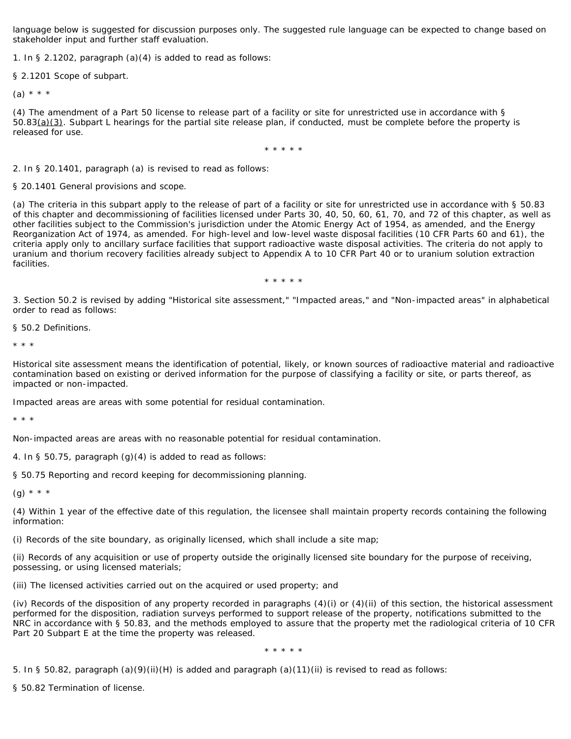language below is suggested for discussion purposes only. The suggested rule language can be expected to change based on stakeholder input and further staff evaluation.

1. In § 2.1202, paragraph (a)(4) is added to read as follows:

§ 2.1201 Scope of subpart.

(a) * * *

(4) The amendment of a Part 50 license to release part of a facility or site for unrestricted use in accordance with § 50.83(a)(3). Subpart L hearings for the partial site release plan, if conducted, must be complete before the property is released for use.

* * * * *

2. In § 20.1401, paragraph (a) is revised to read as follows:

§ 20.1401 General provisions and scope.

(a) The criteria in this subpart apply to the release of part of a facility or site for unrestricted use in accordance with § 50.83 of this chapter and decommissioning of facilities licensed under Parts 30, 40, 50, 60, 61, 70, and 72 of this chapter, as well as other facilities subject to the Commission's jurisdiction under the Atomic Energy Act of 1954, as amended, and the Energy Reorganization Act of 1974, as amended. For high-level and low-level waste disposal facilities (10 CFR Parts 60 and 61), the criteria apply only to ancillary surface facilities that support radioactive waste disposal activities. The criteria do not apply to uranium and thorium recovery facilities already subject to Appendix A to 10 CFR Part 40 or to uranium solution extraction facilities.

* * * * *

3. Section 50.2 is revised by adding "Historical site assessment," "Impacted areas," and "Non-impacted areas" in alphabetical order to read as follows:

§ 50.2 Definitions.

* * *

Historical site assessment means the identification of potential, likely, or known sources of radioactive material and radioactive contamination based on existing or derived information for the purpose of classifying a facility or site, or parts thereof, as impacted or non-impacted.

Impacted areas are areas with some potential for residual contamination.

* * *

Non-impacted areas are areas with no reasonable potential for residual contamination.

4. In § 50.75, paragraph (g)(4) is added to read as follows:

§ 50.75 Reporting and record keeping for decommissioning planning.

(g) * * *

(4) Within 1 year of the effective date of this regulation, the licensee shall maintain property records containing the following information:

(i) Records of the site boundary, as originally licensed, which shall include a site map;

(ii) Records of any acquisition or use of property outside the originally licensed site boundary for the purpose of receiving, possessing, or using licensed materials;

(iii) The licensed activities carried out on the acquired or used property; and

(iv) Records of the disposition of any property recorded in paragraphs (4)(i) or (4)(ii) of this section, the historical assessment performed for the disposition, radiation surveys performed to support release of the property, notifications submitted to the NRC in accordance with § 50.83, and the methods employed to assure that the property met the radiological criteria of 10 CFR Part 20 Subpart E at the time the property was released.

* * * * *

5. In § 50.82, paragraph (a)(9)(ii)(H) is added and paragraph (a)(11)(ii) is revised to read as follows:

§ 50.82 Termination of license.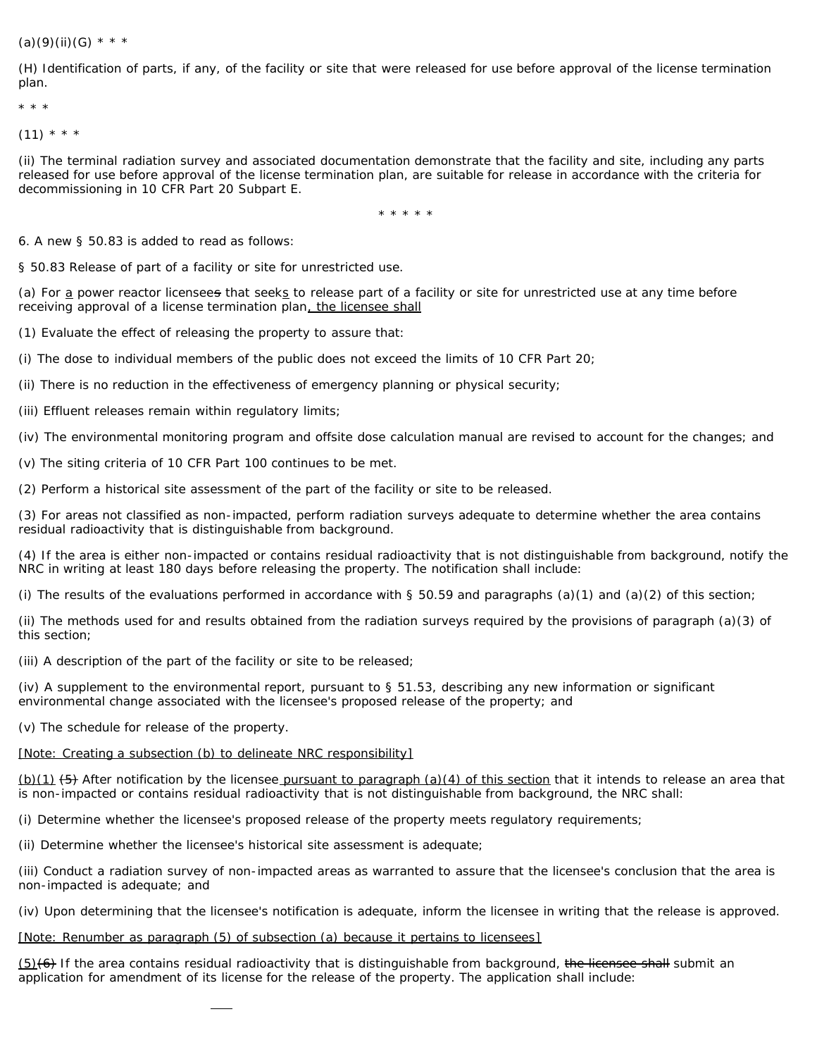(a)(9)(ii)(G) * * *

(H) Identification of parts, if any, of the facility or site that were released for use before approval of the license termination plan.

* * *

(11) * * *

(ii) The terminal radiation survey and associated documentation demonstrate that the facility and site, including any parts released for use before approval of the license termination plan, are suitable for release in accordance with the criteria for decommissioning in 10 CFR Part 20 Subpart E.

* * * * *

6. A new § 50.83 is added to read as follows:

§ 50.83 Release of part of a facility or site for unrestricted use.

(a) For <u>a</u> power reactor licensee~~s~~ that seek<u>s</u> to release part of a facility or site for unrestricted use at any time before receiving approval of a license termination plan<u>, the licensee shall</u>

(1) Evaluate the effect of releasing the property to assure that:

(i) The dose to individual members of the public does not exceed the limits of 10 CFR Part 20;

(ii) There is no reduction in the effectiveness of emergency planning or physical security;

(iii) Effluent releases remain within regulatory limits;

(iv) The environmental monitoring program and offsite dose calculation manual are revised to account for the changes; and

(v) The siting criteria of 10 CFR Part 100 continues to be met.

(2) Perform a historical site assessment of the part of the facility or site to be released.

(3) For areas not classified as non-impacted, perform radiation surveys adequate to determine whether the area contains residual radioactivity that is distinguishable from background.

(4) If the area is either non-impacted or contains residual radioactivity that is not distinguishable from background, notify the NRC in writing at least 180 days before releasing the property. The notification shall include:

(i) The results of the evaluations performed in accordance with § 50.59 and paragraphs (a)(1) and (a)(2) of this section;

(ii) The methods used for and results obtained from the radiation surveys required by the provisions of paragraph (a)(3) of this section;

(iii) A description of the part of the facility or site to be released;

(iv) A supplement to the environmental report, pursuant to § 51.53, describing any new information or significant environmental change associated with the licensee's proposed release of the property; and

(v) The schedule for release of the property.

<u>[Note: Creating a subsection (b) to delineate NRC responsibility]</u>

<u>(b)(1)</u> ~~(5)~~ After notification by the licensee<u> pursuant to paragraph (a)(4) of this section</u> that it intends to release an area that is non-impacted or contains residual radioactivity that is not distinguishable from background, the NRC shall:

(i) Determine whether the licensee's proposed release of the property meets regulatory requirements;

(ii) Determine whether the licensee's historical site assessment is adequate;

(iii) Conduct a radiation survey of non-impacted areas as warranted to assure that the licensee's conclusion that the area is non-impacted is adequate; and

(iv) Upon determining that the licensee's notification is adequate, inform the licensee in writing that the release is approved.

<u>[Note: Renumber as paragraph (5) of subsection (a) because it pertains to licensees]</u>

<u>(5)</u>~~(6)~~ If the area contains residual radioactivity that is distinguishable from background, ~~the licensee shall~~ submit an application for amendment of its license for the release of the property. The application shall include: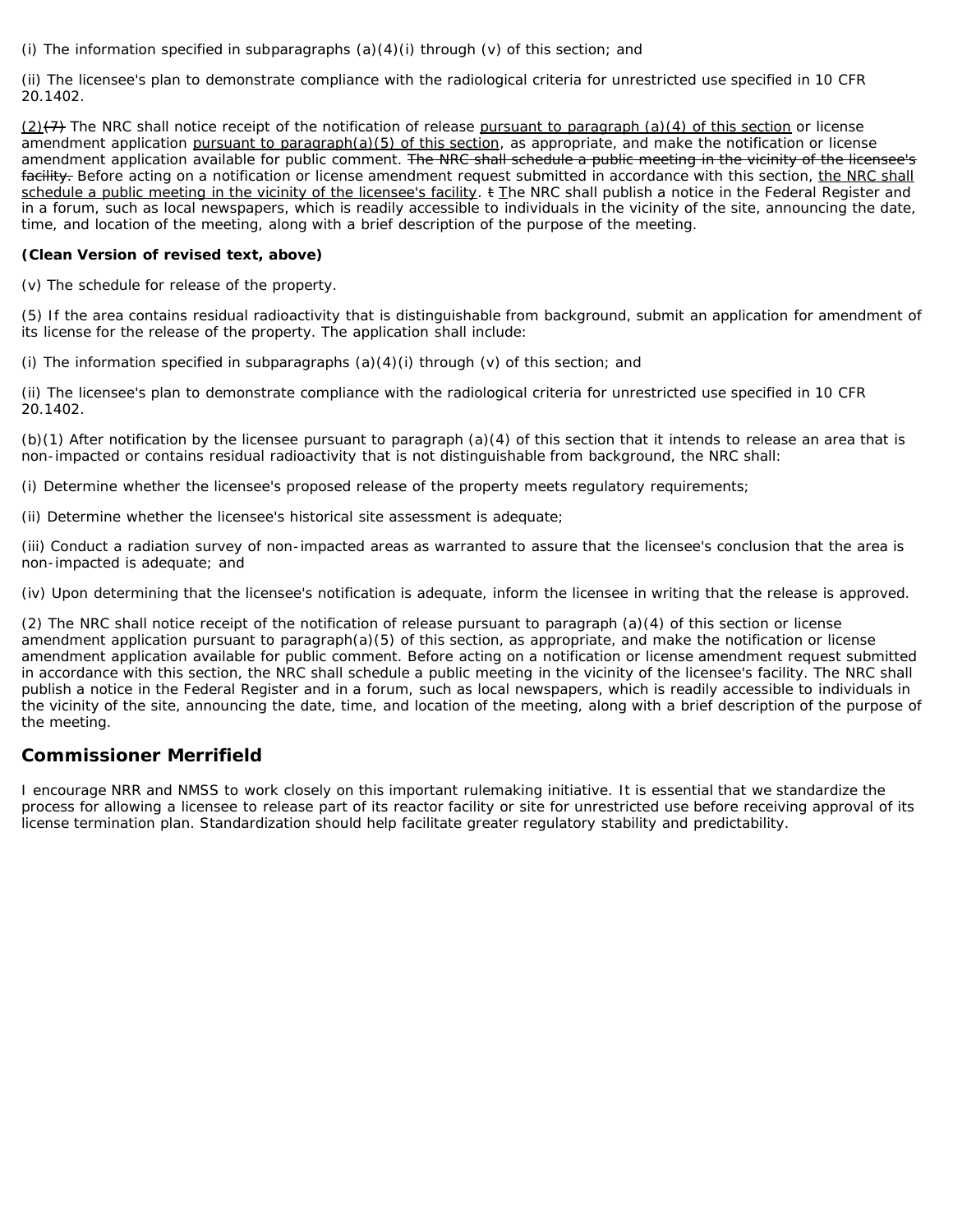(i) The information specified in subparagraphs (a)(4)(i) through (v) of this section; and

(ii) The licensee's plan to demonstrate compliance with the radiological criteria for unrestricted use specified in 10 CFR 20.1402.

<u>(2)</u>~~(7)~~ The NRC shall notice receipt of the notification of release <u>pursuant to paragraph (a)(4) of this section</u> or license amendment application <u>pursuant to paragraph(a)(5) of this section</u>, as appropriate, and make the notification or license amendment application available for public comment. ~~The NRC shall schedule a public meeting in the vicinity of the licensee's facility.~~ Before acting on a notification or license amendment request submitted in accordance with this section, <u>the NRC shall schedule a public meeting in the vicinity of the licensee's facility</u>. ~~t~~ <u>T</u>he NRC shall publish a notice in the Federal Register and in a forum, such as local newspapers, which is readily accessible to individuals in the vicinity of the site, announcing the date, time, and location of the meeting, along with a brief description of the purpose of the meeting.

**(Clean Version of revised text, above)**

(v) The schedule for release of the property.

(5) If the area contains residual radioactivity that is distinguishable from background, submit an application for amendment of its license for the release of the property. The application shall include:

(i) The information specified in subparagraphs (a)(4)(i) through (v) of this section; and

(ii) The licensee's plan to demonstrate compliance with the radiological criteria for unrestricted use specified in 10 CFR 20.1402.

(b)(1) After notification by the licensee pursuant to paragraph (a)(4) of this section that it intends to release an area that is non-impacted or contains residual radioactivity that is not distinguishable from background, the NRC shall:

(i) Determine whether the licensee's proposed release of the property meets regulatory requirements;

(ii) Determine whether the licensee's historical site assessment is adequate;

(iii) Conduct a radiation survey of non-impacted areas as warranted to assure that the licensee's conclusion that the area is non-impacted is adequate; and

(iv) Upon determining that the licensee's notification is adequate, inform the licensee in writing that the release is approved.

(2) The NRC shall notice receipt of the notification of release pursuant to paragraph (a)(4) of this section or license amendment application pursuant to paragraph(a)(5) of this section, as appropriate, and make the notification or license amendment application available for public comment. Before acting on a notification or license amendment request submitted in accordance with this section, the NRC shall schedule a public meeting in the vicinity of the licensee's facility. The NRC shall publish a notice in the Federal Register and in a forum, such as local newspapers, which is readily accessible to individuals in the vicinity of the site, announcing the date, time, and location of the meeting, along with a brief description of the purpose of the meeting.

## Commissioner Merrifield

I encourage NRR and NMSS to work closely on this important rulemaking initiative. It is essential that we standardize the process for allowing a licensee to release part of its reactor facility or site for unrestricted use before receiving approval of its license termination plan. Standardization should help facilitate greater regulatory stability and predictability.